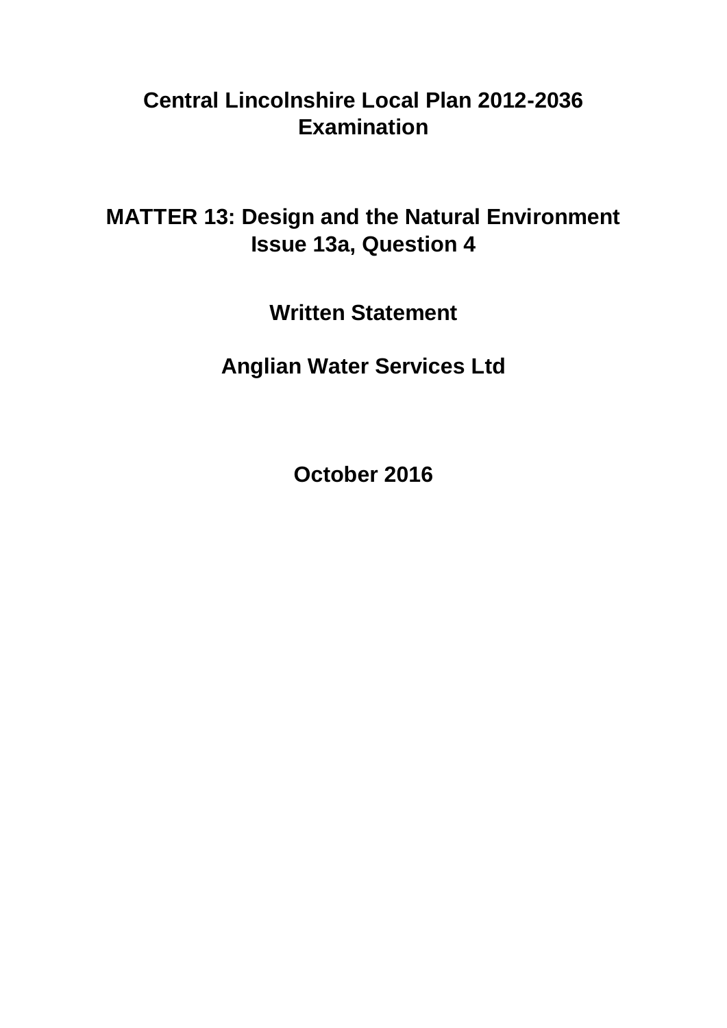# Central Lincolnshire Local Plan 2012-2036 Examination

## MATTER 13: Design and the Natural Environment Issue 13a, Question 4

**Written Statement**

**Anglian Water Services Ltd**

**October 2016**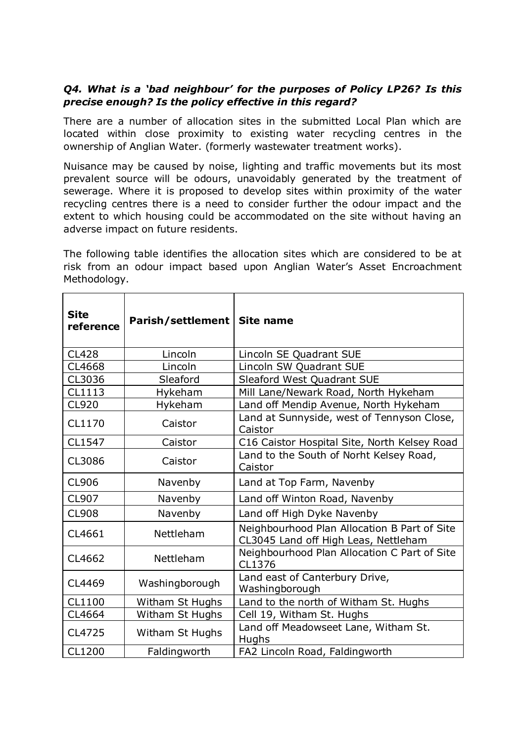***Q4. What is a 'bad neighbour' for the purposes of Policy LP26? Is this precise enough? Is the policy effective in this regard?***

There are a number of allocation sites in the submitted Local Plan which are located within close proximity to existing water recycling centres in the ownership of Anglian Water. (formerly wastewater treatment works).

Nuisance may be caused by noise, lighting and traffic movements but its most prevalent source will be odours, unavoidably generated by the treatment of sewerage. Where it is proposed to develop sites within proximity of the water recycling centres there is a need to consider further the odour impact and the extent to which housing could be accommodated on the site without having an adverse impact on future residents.

The following table identifies the allocation sites which are considered to be at risk from an odour impact based upon Anglian Water's Asset Encroachment Methodology.

| Site reference | Parish/settlement | Site name |
|---|---|---|
| CL428 | Lincoln | Lincoln SE Quadrant SUE |
| CL4668 | Lincoln | Lincoln SW Quadrant SUE |
| CL3036 | Sleaford | Sleaford West Quadrant SUE |
| CL1113 | Hykeham | Mill Lane/Newark Road, North Hykeham |
| CL920 | Hykeham | Land off Mendip Avenue, North Hykeham |
| CL1170 | Caistor | Land at Sunnyside, west of Tennyson Close, Caistor |
| CL1547 | Caistor | C16 Caistor Hospital Site, North Kelsey Road |
| CL3086 | Caistor | Land to the South of Norht Kelsey Road, Caistor |
| CL906 | Navenby | Land at Top Farm, Navenby |
| CL907 | Navenby | Land off Winton Road, Navenby |
| CL908 | Navenby | Land off High Dyke Navenby |
| CL4661 | Nettleham | Neighbourhood Plan Allocation B Part of Site CL3045 Land off High Leas, Nettleham |
| CL4662 | Nettleham | Neighbourhood Plan Allocation C Part of Site CL1376 |
| CL4469 | Washingborough | Land east of Canterbury Drive, Washingborough |
| CL1100 | Witham St Hughs | Land to the north of Witham St. Hughs |
| CL4664 | Witham St Hughs | Cell 19, Witham St. Hughs |
| CL4725 | Witham St Hughs | Land off Meadowseet Lane, Witham St. Hughs |
| CL1200 | Faldingworth | FA2 Lincoln Road, Faldingworth |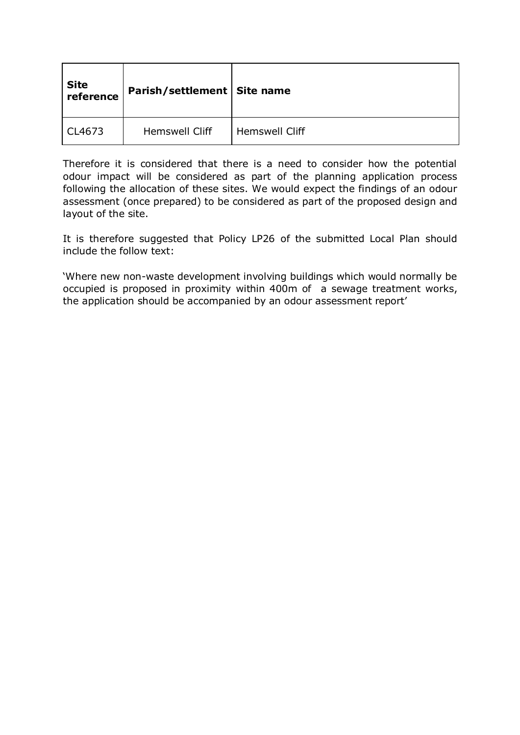| Site reference | Parish/settlement | Site name |
|---|---|---|
| CL4673 | Hemswell Cliff | Hemswell Cliff |

Therefore it is considered that there is a need to consider how the potential odour impact will be considered as part of the planning application process following the allocation of these sites. We would expect the findings of an odour assessment (once prepared) to be considered as part of the proposed design and layout of the site.

It is therefore suggested that Policy LP26 of the submitted Local Plan should include the follow text:

'Where new non-waste development involving buildings which would normally be occupied is proposed in proximity within 400m of a sewage treatment works, the application should be accompanied by an odour assessment report'